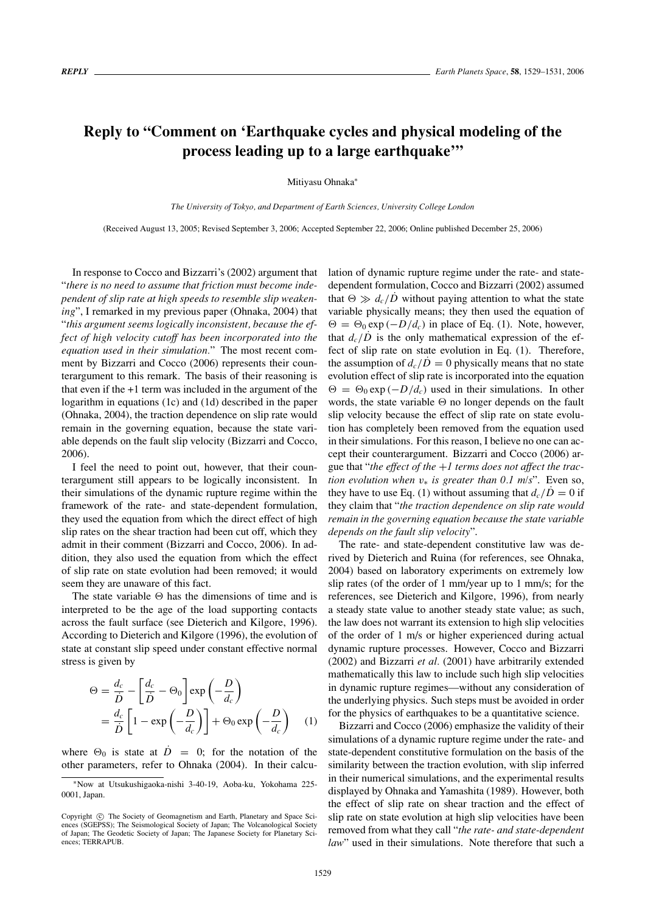# Reply to "Comment on 'Earthquake cycles and physical modeling of the process leading up to a large earthquake'"

Mitiyasu Ohnaka*

*The University of Tokyo, and Department of Earth Sciences, University College London*

(Received August 13, 2005; Revised September 3, 2006; Accepted September 22, 2006; Online published December 25, 2006)

In response to Cocco and Bizzarri's (2002) argument that "*there is no need to assume that friction must become independent of slip rate at high speeds to resemble slip weakening*", I remarked in my previous paper (Ohnaka, 2004) that "*this argument seems logically inconsistent, because the effect of high velocity cutoff has been incorporated into the equation used in their simulation.*" The most recent comment by Bizzarri and Cocco (2006) represents their counterargument to this remark. The basis of their reasoning is that even if the +1 term was included in the argument of the logarithm in equations (1c) and (1d) described in the paper (Ohnaka, 2004), the traction dependence on slip rate would remain in the governing equation, because the state variable depends on the fault slip velocity (Bizzarri and Cocco, 2006).

I feel the need to point out, however, that their counterargument still appears to be logically inconsistent. In their simulations of the dynamic rupture regime within the framework of the rate- and state-dependent formulation, they used the equation from which the direct effect of high slip rates on the shear traction had been cut off, which they admit in their comment (Bizzarri and Cocco, 2006). In addition, they also used the equation from which the effect of slip rate on state evolution had been removed; it would seem they are unaware of this fact.

The state variable $\Theta$ has the dimensions of time and is interpreted to be the age of the load supporting contacts across the fault surface (see Dieterich and Kilgore, 1996). According to Dieterich and Kilgore (1996), the evolution of state at constant slip speed under constant effective normal stress is given by

$$\Theta = \frac{d_c}{\dot{D}} - \left[\frac{d_c}{\dot{D}} - \Theta_0\right]\exp\left(-\frac{D}{d_c}\right)$$
$$= \frac{d_c}{\dot{D}}\left[1 - \exp\left(-\frac{D}{d_c}\right)\right] + \Theta_0 \exp\left(-\frac{D}{d_c}\right) \quad (1)$$

where $\Theta_0$ is state at $\dot{D} = 0$; for the notation of the other parameters, refer to Ohnaka (2004). In their calculation of dynamic rupture regime under the rate- and state-dependent formulation, Cocco and Bizzarri (2002) assumed that $\Theta \gg d_c/\dot{D}$ without paying attention to what the state variable physically means; they then used the equation of $\Theta = \Theta_0 \exp(-D/d_c)$ in place of Eq. (1). Note, however, that $d_c/\dot{D}$ is the only mathematical expression of the effect of slip rate on state evolution in Eq. (1). Therefore, the assumption of $d_c/\dot{D} = 0$ physically means that no state evolution effect of slip rate is incorporated into the equation $\Theta = \Theta_0 \exp(-D/d_c)$ used in their simulations. In other words, the state variable $\Theta$ no longer depends on the fault slip velocity because the effect of slip rate on state evolution has completely been removed from the equation used in their simulations. For this reason, I believe no one can accept their counterargument. Bizzarri and Cocco (2006) argue that "*the effect of the +1 terms does not affect the traction evolution when $v_*$ is greater than 0.1 m/s*". Even so, they have to use Eq. (1) without assuming that $d_c/\dot{D} = 0$ if they claim that "*the traction dependence on slip rate would remain in the governing equation because the state variable depends on the fault slip velocity*".

The rate- and state-dependent constitutive law was derived by Dieterich and Ruina (for references, see Ohnaka, 2004) based on laboratory experiments on extremely low slip rates (of the order of 1 mm/year up to 1 mm/s; for the references, see Dieterich and Kilgore, 1996), from nearly a steady state value to another steady state value; as such, the law does not warrant its extension to high slip velocities of the order of 1 m/s or higher experienced during actual dynamic rupture processes. However, Cocco and Bizzarri (2002) and Bizzarri *et al.* (2001) have arbitrarily extended mathematically this law to include such high slip velocities in dynamic rupture regimes—without any consideration of the underlying physics. Such steps must be avoided in order for the physics of earthquakes to be a quantitative science.

Bizzarri and Cocco (2006) emphasize the validity of their simulations of a dynamic rupture regime under the rate- and state-dependent constitutive formulation on the basis of the similarity between the traction evolution, with slip inferred in their numerical simulations, and the experimental results displayed by Ohnaka and Yamashita (1989). However, both the effect of slip rate on shear traction and the effect of slip rate on state evolution at high slip velocities have been removed from what they call "*the rate- and state-dependent law*" used in their simulations. Note therefore that such a

*Now at Utsukushigaoka-nishi 3-40-19, Aoba-ku, Yokohama 225-0001, Japan.

Copyright © The Society of Geomagnetism and Earth, Planetary and Space Sciences (SGEPSS); The Seismological Society of Japan; The Volcanological Society of Japan; The Geodetic Society of Japan; The Japanese Society for Planetary Sciences; TERRAPUB.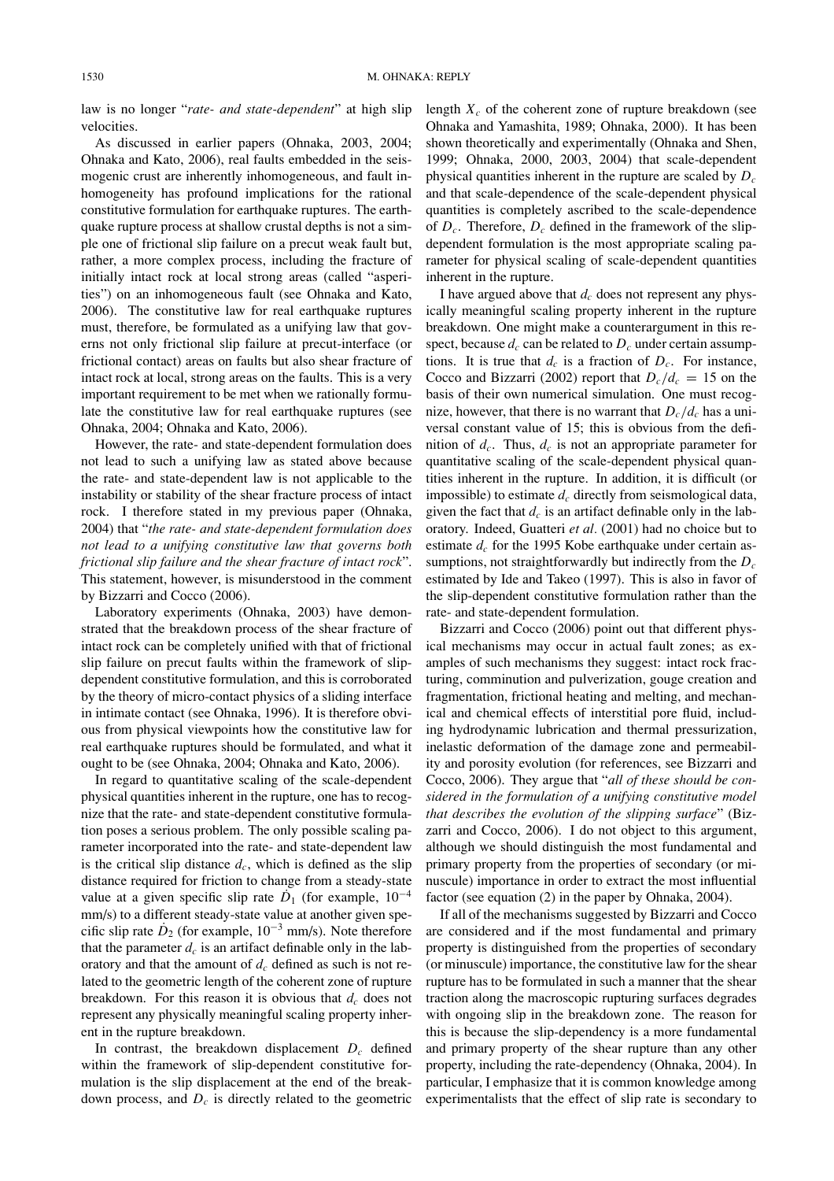law is no longer "*rate- and state-dependent*" at high slip velocities.

As discussed in earlier papers (Ohnaka, 2003, 2004; Ohnaka and Kato, 2006), real faults embedded in the seismogenic crust are inherently inhomogeneous, and fault inhomogeneity has profound implications for the rational constitutive formulation for earthquake ruptures. The earthquake rupture process at shallow crustal depths is not a simple one of frictional slip failure on a precut weak fault but, rather, a more complex process, including the fracture of initially intact rock at local strong areas (called "asperities") on an inhomogeneous fault (see Ohnaka and Kato, 2006). The constitutive law for real earthquake ruptures must, therefore, be formulated as a unifying law that governs not only frictional slip failure at precut-interface (or frictional contact) areas on faults but also shear fracture of intact rock at local, strong areas on the faults. This is a very important requirement to be met when we rationally formulate the constitutive law for real earthquake ruptures (see Ohnaka, 2004; Ohnaka and Kato, 2006).

However, the rate- and state-dependent formulation does not lead to such a unifying law as stated above because the rate- and state-dependent law is not applicable to the instability or stability of the shear fracture process of intact rock. I therefore stated in my previous paper (Ohnaka, 2004) that "*the rate- and state-dependent formulation does not lead to a unifying constitutive law that governs both frictional slip failure and the shear fracture of intact rock*". This statement, however, is misunderstood in the comment by Bizzarri and Cocco (2006).

Laboratory experiments (Ohnaka, 2003) have demonstrated that the breakdown process of the shear fracture of intact rock can be completely unified with that of frictional slip failure on precut faults within the framework of slip-dependent constitutive formulation, and this is corroborated by the theory of micro-contact physics of a sliding interface in intimate contact (see Ohnaka, 1996). It is therefore obvious from physical viewpoints how the constitutive law for real earthquake ruptures should be formulated, and what it ought to be (see Ohnaka, 2004; Ohnaka and Kato, 2006).

In regard to quantitative scaling of the scale-dependent physical quantities inherent in the rupture, one has to recognize that the rate- and state-dependent constitutive formulation poses a serious problem. The only possible scaling parameter incorporated into the rate- and state-dependent law is the critical slip distance $d_c$, which is defined as the slip distance required for friction to change from a steady-state value at a given specific slip rate $\dot{D}_1$ (for example, $10^{-4}$ mm/s) to a different steady-state value at another given specific slip rate $\dot{D}_2$ (for example, $10^{-3}$ mm/s). Note therefore that the parameter $d_c$ is an artifact definable only in the laboratory and that the amount of $d_c$ defined as such is not related to the geometric length of the coherent zone of rupture breakdown. For this reason it is obvious that $d_c$ does not represent any physically meaningful scaling property inherent in the rupture breakdown.

In contrast, the breakdown displacement $D_c$ defined within the framework of slip-dependent constitutive formulation is the slip displacement at the end of the breakdown process, and $D_c$ is directly related to the geometric length $X_c$ of the coherent zone of rupture breakdown (see Ohnaka and Yamashita, 1989; Ohnaka, 2000). It has been shown theoretically and experimentally (Ohnaka and Shen, 1999; Ohnaka, 2000, 2003, 2004) that scale-dependent physical quantities inherent in the rupture are scaled by $D_c$ and that scale-dependence of the scale-dependent physical quantities is completely ascribed to the scale-dependence of $D_c$. Therefore, $D_c$ defined in the framework of the slip-dependent formulation is the most appropriate scaling parameter for physical scaling of scale-dependent quantities inherent in the rupture.

I have argued above that $d_c$ does not represent any physically meaningful scaling property inherent in the rupture breakdown. One might make a counterargument in this respect, because $d_c$ can be related to $D_c$ under certain assumptions. It is true that $d_c$ is a fraction of $D_c$. For instance, Cocco and Bizzarri (2002) report that $D_c/d_c = 15$ on the basis of their own numerical simulation. One must recognize, however, that there is no warrant that $D_c/d_c$ has a universal constant value of 15; this is obvious from the definition of $d_c$. Thus, $d_c$ is not an appropriate parameter for quantitative scaling of the scale-dependent physical quantities inherent in the rupture. In addition, it is difficult (or impossible) to estimate $d_c$ directly from seismological data, given the fact that $d_c$ is an artifact definable only in the laboratory. Indeed, Guatteri *et al*. (2001) had no choice but to estimate $d_c$ for the 1995 Kobe earthquake under certain assumptions, not straightforwardly but indirectly from the $D_c$ estimated by Ide and Takeo (1997). This is also in favor of the slip-dependent constitutive formulation rather than the rate- and state-dependent formulation.

Bizzarri and Cocco (2006) point out that different physical mechanisms may occur in actual fault zones; as examples of such mechanisms they suggest: intact rock fracturing, comminution and pulverization, gouge creation and fragmentation, frictional heating and melting, and mechanical and chemical effects of interstitial pore fluid, including hydrodynamic lubrication and thermal pressurization, inelastic deformation of the damage zone and permeability and porosity evolution (for references, see Bizzarri and Cocco, 2006). They argue that "*all of these should be considered in the formulation of a unifying constitutive model that describes the evolution of the slipping surface*" (Bizzarri and Cocco, 2006). I do not object to this argument, although we should distinguish the most fundamental and primary property from the properties of secondary (or minuscule) importance in order to extract the most influential factor (see equation (2) in the paper by Ohnaka, 2004).

If all of the mechanisms suggested by Bizzarri and Cocco are considered and if the most fundamental and primary property is distinguished from the properties of secondary (or minuscule) importance, the constitutive law for the shear rupture has to be formulated in such a manner that the shear traction along the macroscopic rupturing surfaces degrades with ongoing slip in the breakdown zone. The reason for this is because the slip-dependency is a more fundamental and primary property of the shear rupture than any other property, including the rate-dependency (Ohnaka, 2004). In particular, I emphasize that it is common knowledge among experimentalists that the effect of slip rate is secondary to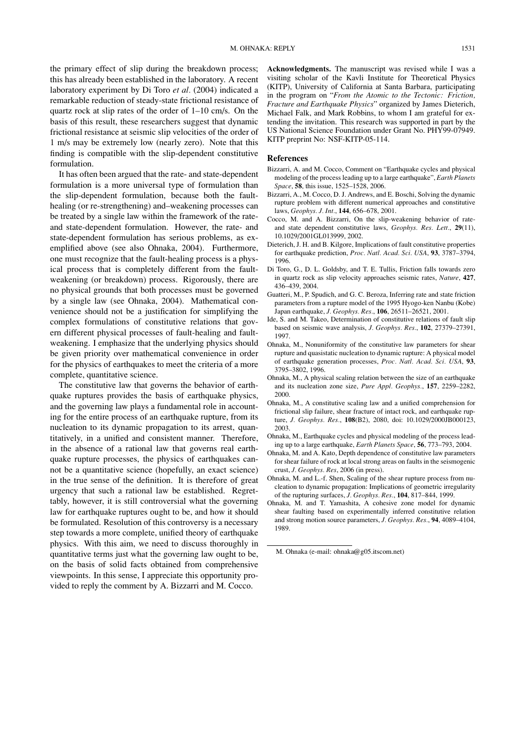the primary effect of slip during the breakdown process; this has already been established in the laboratory. A recent laboratory experiment by Di Toro *et al*. (2004) indicated a remarkable reduction of steady-state frictional resistance of quartz rock at slip rates of the order of 1–10 cm/s. On the basis of this result, these researchers suggest that dynamic frictional resistance at seismic slip velocities of the order of 1 m/s may be extremely low (nearly zero). Note that this finding is compatible with the slip-dependent constitutive formulation.

It has often been argued that the rate- and state-dependent formulation is a more universal type of formulation than the slip-dependent formulation, because both the fault-healing (or re-strengthening) and–weakening processes can be treated by a single law within the framework of the rate- and state-dependent formulation. However, the rate- and state-dependent formulation has serious problems, as exemplified above (see also Ohnaka, 2004). Furthermore, one must recognize that the fault-healing process is a physical process that is completely different from the fault-weakening (or breakdown) process. Rigorously, there are no physical grounds that both processes must be governed by a single law (see Ohnaka, 2004). Mathematical convenience should not be a justification for simplifying the complex formulations of constitutive relations that govern different physical processes of fault-healing and fault-weakening. I emphasize that the underlying physics should be given priority over mathematical convenience in order for the physics of earthquakes to meet the criteria of a more complete, quantitative science.

The constitutive law that governs the behavior of earthquake ruptures provides the basis of earthquake physics, and the governing law plays a fundamental role in accounting for the entire process of an earthquake rupture, from its nucleation to its dynamic propagation to its arrest, quantitatively, in a unified and consistent manner. Therefore, in the absence of a rational law that governs real earthquake rupture processes, the physics of earthquakes cannot be a quantitative science (hopefully, an exact science) in the true sense of the definition. It is therefore of great urgency that such a rational law be established. Regrettably, however, it is still controversial what the governing law for earthquake ruptures ought to be, and how it should be formulated. Resolution of this controversy is a necessary step towards a more complete, unified theory of earthquake physics. With this aim, we need to discuss thoroughly in quantitative terms just what the governing law ought to be, on the basis of solid facts obtained from comprehensive viewpoints. In this sense, I appreciate this opportunity provided to reply the comment by A. Bizzarri and M. Cocco.

**Acknowledgments.** The manuscript was revised while I was a visiting scholar of the Kavli Institute for Theoretical Physics (KITP), University of California at Santa Barbara, participating in the program on "*From the Atomic to the Tectonic: Friction, Fracture and Earthquake Physics*" organized by James Dieterich, Michael Falk, and Mark Robbins, to whom I am grateful for extending the invitation. This research was supported in part by the US National Science Foundation under Grant No. PHY99-07949. KITP preprint No: NSF-KITP-05-114.

## References

Bizzarri, A. and M. Cocco, Comment on "Earthquake cycles and physical modeling of the process leading up to a large earthquake", *Earth Planets Space*, **58**, this issue, 1525–1528, 2006.

Bizzarri, A., M. Cocco, D. J. Andrews, and E. Boschi, Solving the dynamic rupture problem with different numerical approaches and constitutive laws, *Geophys. J. Int*., **144**, 656–678, 2001.

Cocco, M. and A. Bizzarri, On the slip-weakening behavior of rate- and state dependent constitutive laws, *Geophys. Res. Lett*., **29**(11), 10.1029/2001GL013999, 2002.

Dieterich, J. H. and B. Kilgore, Implications of fault constitutive properties for earthquake prediction, *Proc. Natl. Acad. Sci. USA*, **93**, 3787–3794, 1996.

Di Toro, G., D. L. Goldsby, and T. E. Tullis, Friction falls towards zero in quartz rock as slip velocity approaches seismic rates, *Nature*, **427**, 436–439, 2004.

Guatteri, M., P. Spudich, and G. C. Beroza, Inferring rate and state friction parameters from a rupture model of the 1995 Hyogo-ken Nanbu (Kobe) Japan earthquake, *J. Geophys. Res*., **106**, 26511–26521, 2001.

Ide, S. and M. Takeo, Determination of constitutive relations of fault slip based on seismic wave analysis, *J. Geophys. Res*., **102**, 27379–27391, 1997.

Ohnaka, M., Nonuniformity of the constitutive law parameters for shear rupture and quasistatic nucleation to dynamic rupture: A physical model of earthquake generation processes, *Proc. Natl. Acad. Sci. USA*, **93**, 3795–3802, 1996.

Ohnaka, M., A physical scaling relation between the size of an earthquake and its nucleation zone size, *Pure Appl. Geophys*., **157**, 2259–2282, 2000.

Ohnaka, M., A constitutive scaling law and a unified comprehension for frictional slip failure, shear fracture of intact rock, and earthquake rupture, *J. Geophys. Res*., **108**(B2), 2080, doi: 10.1029/2000JB000123, 2003.

Ohnaka, M., Earthquake cycles and physical modeling of the process leading up to a large earthquake, *Earth Planets Space*, **56**, 773–793, 2004.

Ohnaka, M. and A. Kato, Depth dependence of constitutive law parameters for shear failure of rock at local strong areas on faults in the seismogenic crust, *J. Geophys. Res*, 2006 (in press).

Ohnaka, M. and L.-f. Shen, Scaling of the shear rupture process from nucleation to dynamic propagation: Implications of geometric irregularity of the rupturing surfaces, *J. Geophys. Res*., **104**, 817–844, 1999.

Ohnaka, M. and T. Yamashita, A cohesive zone model for dynamic shear faulting based on experimentally inferred constitutive relation and strong motion source parameters, *J. Geophys. Res*., **94**, 4089–4104, 1989.

---

M. Ohnaka (e-mail: ohnaka@g05.itscom.net)